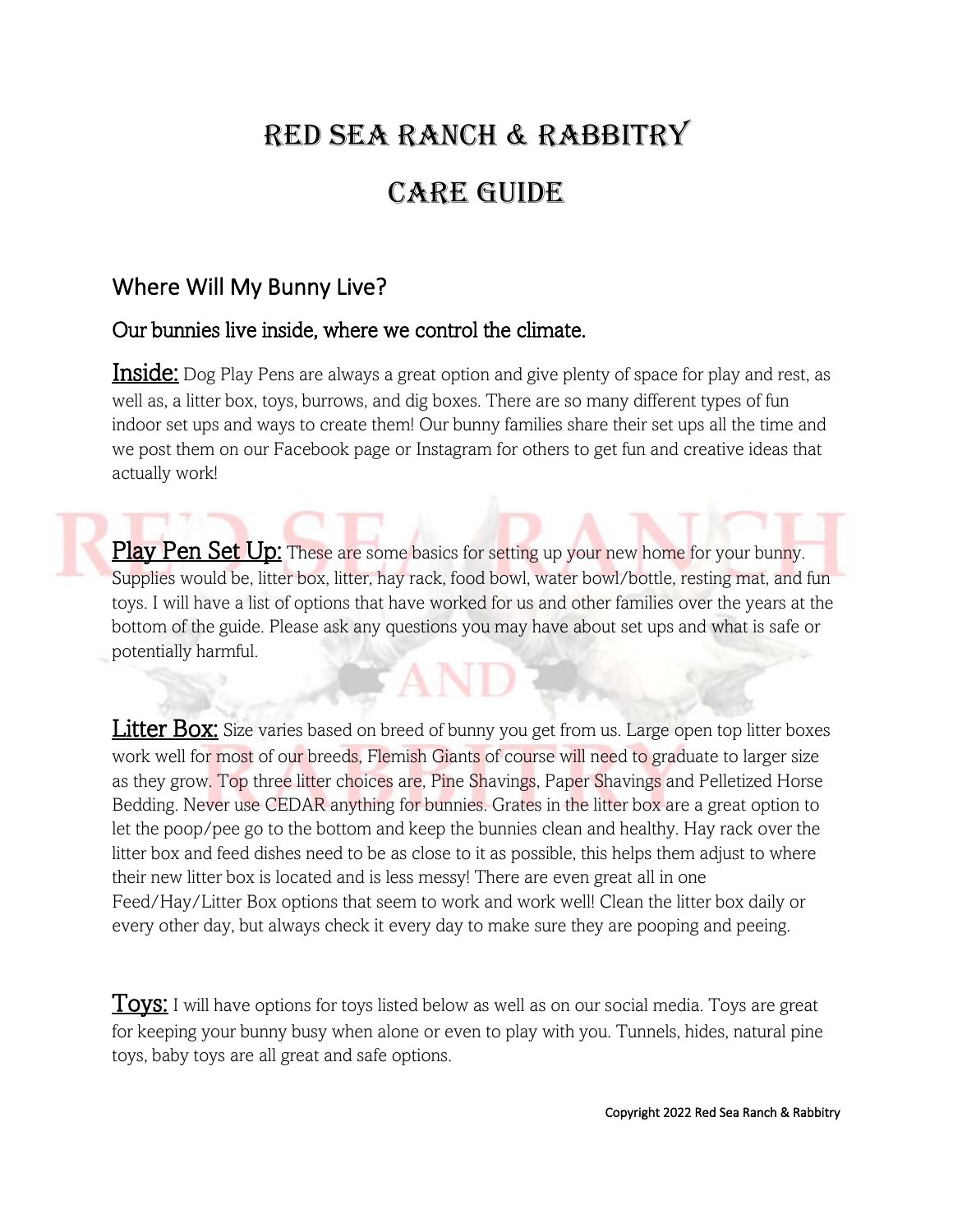# Red Sea Ranch & Rabbitry

# Care Guide

## Where Will My Bunny Live?

### Our bunnies live inside, where we control the climate.

**Inside:** Dog Play Pens are always a great option and give plenty of space for play and rest, as well as, a litter box, toys, burrows, and dig boxes. There are so many different types of fun indoor set ups and ways to create them! Our bunny families share their set ups all the time and we post them on our Facebook page or Instagram for others to get fun and creative ideas that actually work!

**Play Pen Set Up:** These are some basics for setting up your new home for your bunny. Supplies would be, litter box, litter, hay rack, food bowl, water bowl/bottle, resting mat, and fun toys. I will have a list of options that have worked for us and other families over the years at the bottom of the guide. Please ask any questions you may have about set ups and what is safe or potentially harmful.

**Litter Box:** Size varies based on breed of bunny you get from us. Large open top litter boxes work well for most of our breeds, Flemish Giants of course will need to graduate to larger size as they grow. Top three litter choices are, Pine Shavings, Paper Shavings and Pelletized Horse Bedding. Never use CEDAR anything for bunnies. Grates in the litter box are a great option to let the poop/pee go to the bottom and keep the bunnies clean and healthy. Hay rack over the litter box and feed dishes need to be as close to it as possible, this helps them adjust to where their new litter box is located and is less messy! There are even great all in one Feed/Hay/Litter Box options that seem to work and work well! Clean the litter box daily or every other day, but always check it every day to make sure they are pooping and peeing.

**Toys:** I will have options for toys listed below as well as on our social media. Toys are great for keeping your bunny busy when alone or even to play with you. Tunnels, hides, natural pine toys, baby toys are all great and safe options.

Copyright 2022 Red Sea Ranch & Rabbitry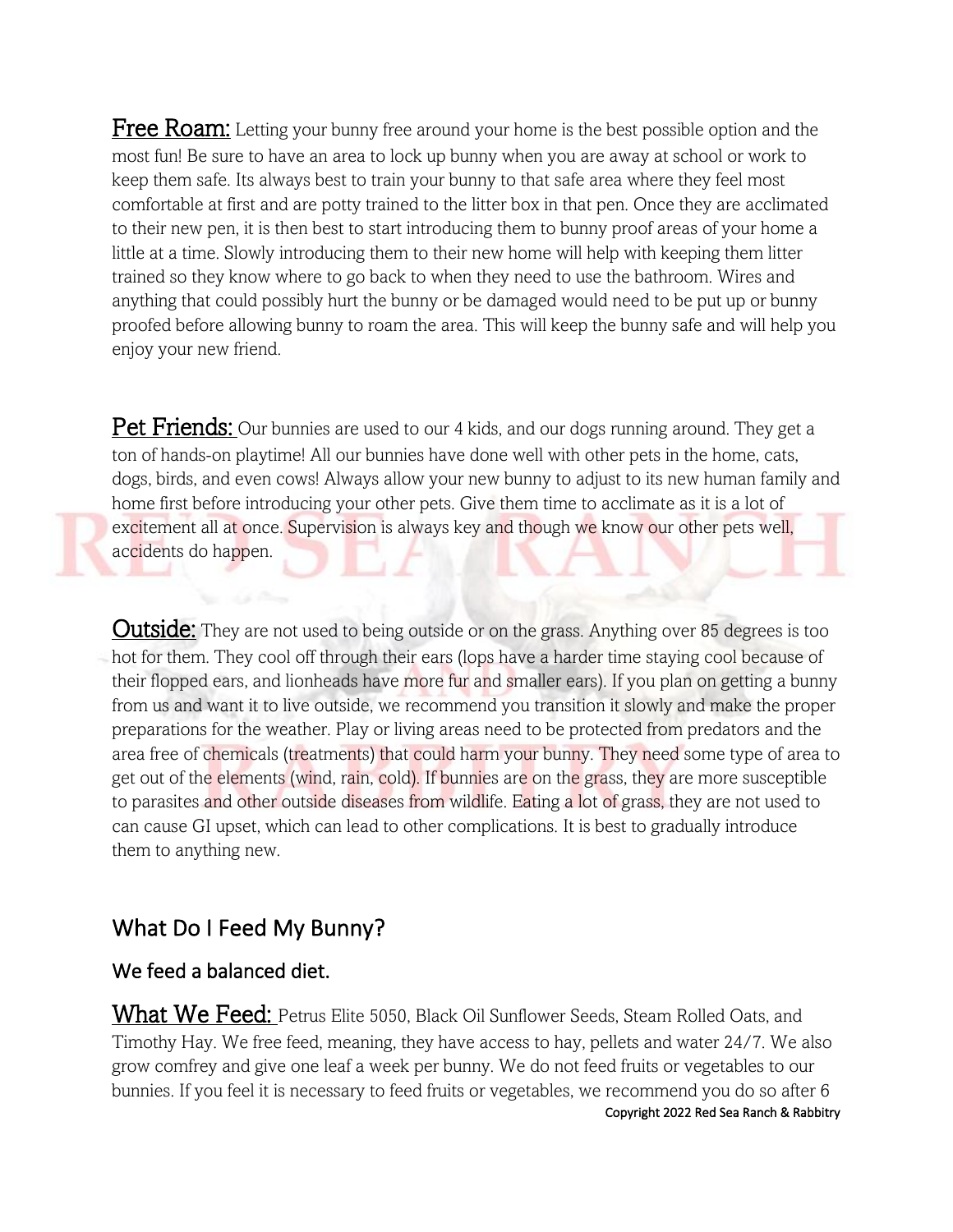**Free Roam:** Letting your bunny free around your home is the best possible option and the most fun! Be sure to have an area to lock up bunny when you are away at school or work to keep them safe. Its always best to train your bunny to that safe area where they feel most comfortable at first and are potty trained to the litter box in that pen. Once they are acclimated to their new pen, it is then best to start introducing them to bunny proof areas of your home a little at a time. Slowly introducing them to their new home will help with keeping them litter trained so they know where to go back to when they need to use the bathroom. Wires and anything that could possibly hurt the bunny or be damaged would need to be put up or bunny proofed before allowing bunny to roam the area. This will keep the bunny safe and will help you enjoy your new friend.

**Pet Friends:** Our bunnies are used to our 4 kids, and our dogs running around. They get a ton of hands-on playtime! All our bunnies have done well with other pets in the home, cats, dogs, birds, and even cows! Always allow your new bunny to adjust to its new human family and home first before introducing your other pets. Give them time to acclimate as it is a lot of excitement all at once. Supervision is always key and though we know our other pets well, accidents do happen.

**Outside:** They are not used to being outside or on the grass. Anything over 85 degrees is too hot for them. They cool off through their ears (lops have a harder time staying cool because of their flopped ears, and lionheads have more fur and smaller ears). If you plan on getting a bunny from us and want it to live outside, we recommend you transition it slowly and make the proper preparations for the weather. Play or living areas need to be protected from predators and the area free of chemicals (treatments) that could harm your bunny. They need some type of area to get out of the elements (wind, rain, cold). If bunnies are on the grass, they are more susceptible to parasites and other outside diseases from wildlife. Eating a lot of grass, they are not used to can cause GI upset, which can lead to other complications. It is best to gradually introduce them to anything new.

## What Do I Feed My Bunny?

### We feed a balanced diet.

**What We Feed:** Petrus Elite 5050, Black Oil Sunflower Seeds, Steam Rolled Oats, and Timothy Hay. We free feed, meaning, they have access to hay, pellets and water 24/7. We also grow comfrey and give one leaf a week per bunny. We do not feed fruits or vegetables to our bunnies. If you feel it is necessary to feed fruits or vegetables, we recommend you do so after 6

Copyright 2022 Red Sea Ranch & Rabbitry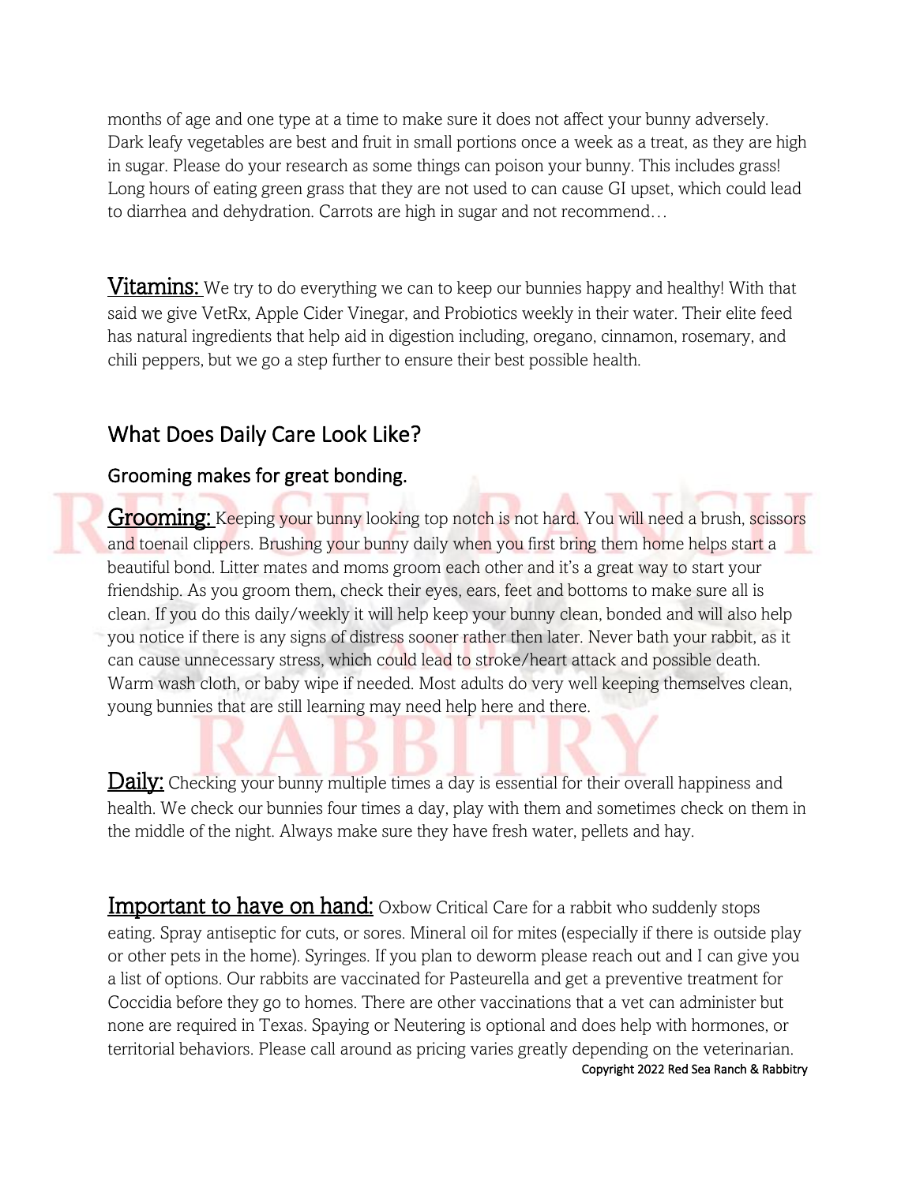months of age and one type at a time to make sure it does not affect your bunny adversely. Dark leafy vegetables are best and fruit in small portions once a week as a treat, as they are high in sugar. Please do your research as some things can poison your bunny. This includes grass! Long hours of eating green grass that they are not used to can cause GI upset, which could lead to diarrhea and dehydration. Carrots are high in sugar and not recommend…

**Vitamins:** We try to do everything we can to keep our bunnies happy and healthy! With that said we give VetRx, Apple Cider Vinegar, and Probiotics weekly in their water. Their elite feed has natural ingredients that help aid in digestion including, oregano, cinnamon, rosemary, and chili peppers, but we go a step further to ensure their best possible health.

## What Does Daily Care Look Like?

### Grooming makes for great bonding.

**Grooming:** Keeping your bunny looking top notch is not hard. You will need a brush, scissors and toenail clippers. Brushing your bunny daily when you first bring them home helps start a beautiful bond. Litter mates and moms groom each other and it's a great way to start your friendship. As you groom them, check their eyes, ears, feet and bottoms to make sure all is clean. If you do this daily/weekly it will help keep your bunny clean, bonded and will also help you notice if there is any signs of distress sooner rather then later. Never bath your rabbit, as it can cause unnecessary stress, which could lead to stroke/heart attack and possible death. Warm wash cloth, or baby wipe if needed. Most adults do very well keeping themselves clean, young bunnies that are still learning may need help here and there.

**Daily:** Checking your bunny multiple times a day is essential for their overall happiness and health. We check our bunnies four times a day, play with them and sometimes check on them in the middle of the night. Always make sure they have fresh water, pellets and hay.

**Important to have on hand:** Oxbow Critical Care for a rabbit who suddenly stops eating. Spray antiseptic for cuts, or sores. Mineral oil for mites (especially if there is outside play or other pets in the home). Syringes. If you plan to deworm please reach out and I can give you a list of options. Our rabbits are vaccinated for Pasteurella and get a preventive treatment for Coccidia before they go to homes. There are other vaccinations that a vet can administer but none are required in Texas. Spaying or Neutering is optional and does help with hormones, or territorial behaviors. Please call around as pricing varies greatly depending on the veterinarian.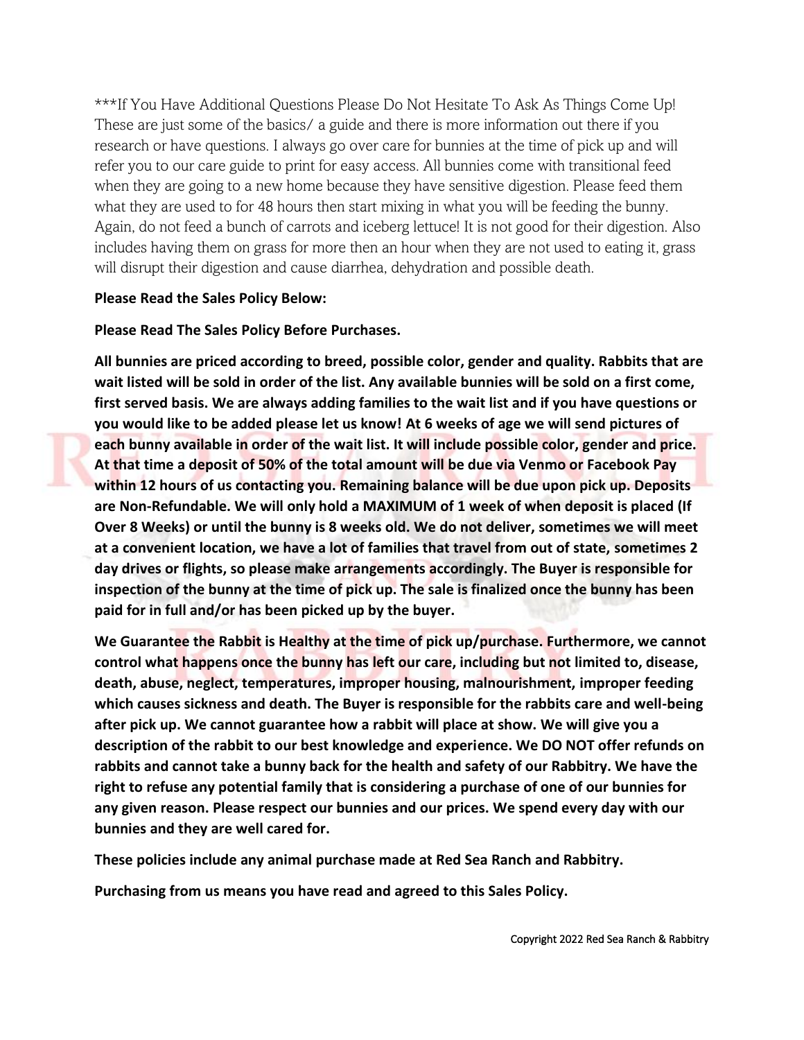***If You Have Additional Questions Please Do Not Hesitate To Ask As Things Come Up! These are just some of the basics/ a guide and there is more information out there if you research or have questions. I always go over care for bunnies at the time of pick up and will refer you to our care guide to print for easy access. All bunnies come with transitional feed when they are going to a new home because they have sensitive digestion. Please feed them what they are used to for 48 hours then start mixing in what you will be feeding the bunny. Again, do not feed a bunch of carrots and iceberg lettuce! It is not good for their digestion. Also includes having them on grass for more then an hour when they are not used to eating it, grass will disrupt their digestion and cause diarrhea, dehydration and possible death.

**Please Read the Sales Policy Below:**

**Please Read The Sales Policy Before Purchases.**

**All bunnies are priced according to breed, possible color, gender and quality. Rabbits that are wait listed will be sold in order of the list. Any available bunnies will be sold on a first come, first served basis. We are always adding families to the wait list and if you have questions or you would like to be added please let us know! At 6 weeks of age we will send pictures of each bunny available in order of the wait list. It will include possible color, gender and price. At that time a deposit of 50% of the total amount will be due via Venmo or Facebook Pay within 12 hours of us contacting you. Remaining balance will be due upon pick up. Deposits are Non-Refundable. We will only hold a MAXIMUM of 1 week of when deposit is placed (If Over 8 Weeks) or until the bunny is 8 weeks old. We do not deliver, sometimes we will meet at a convenient location, we have a lot of families that travel from out of state, sometimes 2 day drives or flights, so please make arrangements accordingly. The Buyer is responsible for inspection of the bunny at the time of pick up. The sale is finalized once the bunny has been paid for in full and/or has been picked up by the buyer.**

**We Guarantee the Rabbit is Healthy at the time of pick up/purchase. Furthermore, we cannot control what happens once the bunny has left our care, including but not limited to, disease, death, abuse, neglect, temperatures, improper housing, malnourishment, improper feeding which causes sickness and death. The Buyer is responsible for the rabbits care and well-being after pick up. We cannot guarantee how a rabbit will place at show. We will give you a description of the rabbit to our best knowledge and experience. We DO NOT offer refunds on rabbits and cannot take a bunny back for the health and safety of our Rabbitry. We have the right to refuse any potential family that is considering a purchase of one of our bunnies for any given reason. Please respect our bunnies and our prices. We spend every day with our bunnies and they are well cared for.**

**These policies include any animal purchase made at Red Sea Ranch and Rabbitry.**

**Purchasing from us means you have read and agreed to this Sales Policy.**

Copyright 2022 Red Sea Ranch & Rabbitry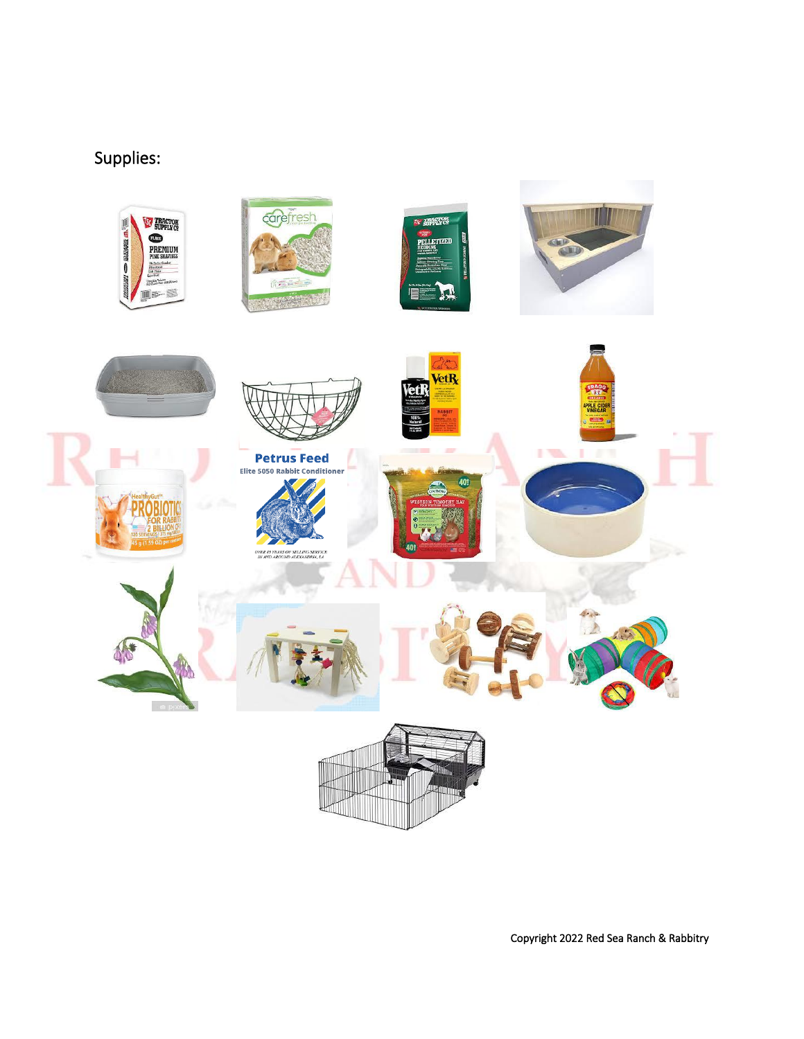Supplies:

Copyright 2022 Red Sea Ranch & Rabbitry